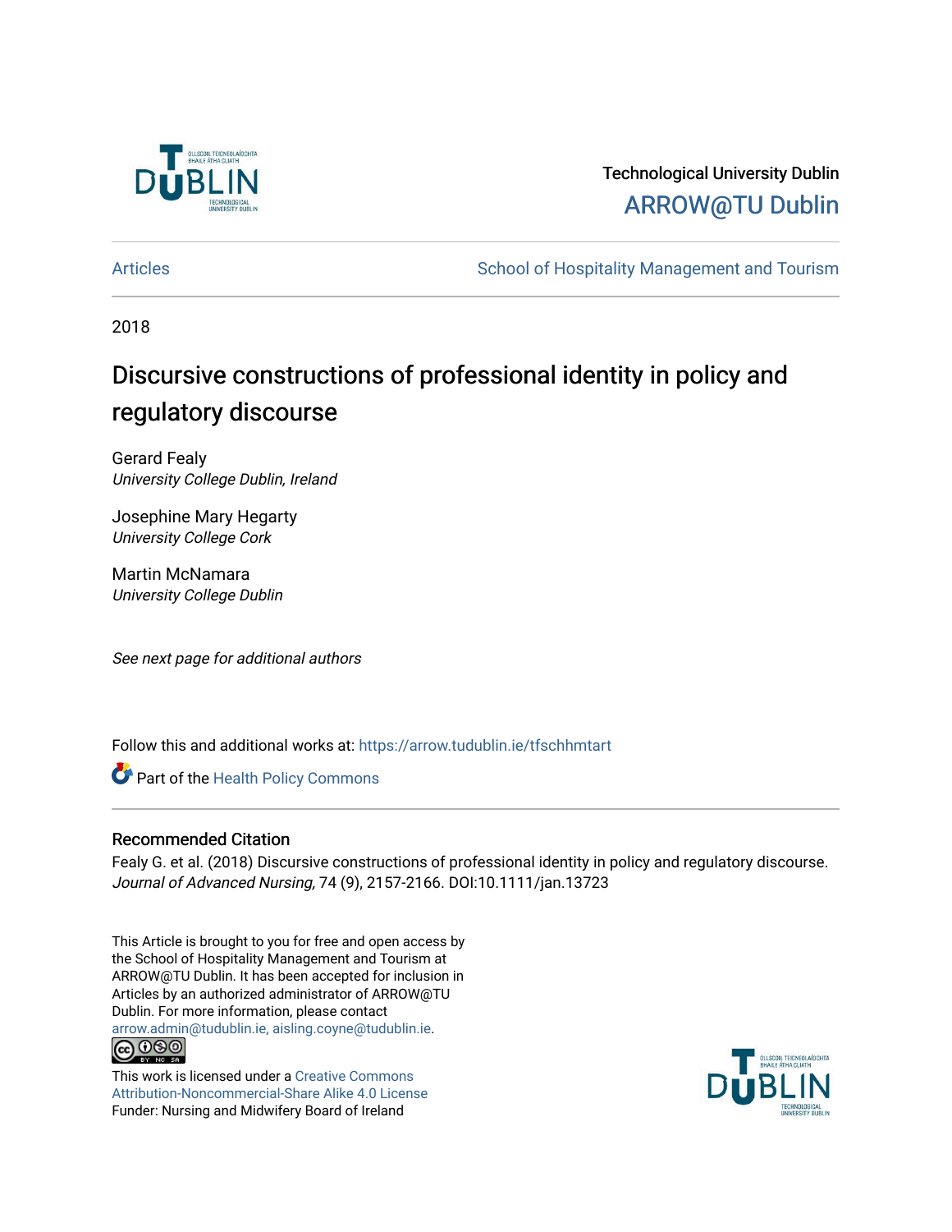Technological University Dublin

ARROW@TU Dublin

Articles School of Hospitality Management and Tourism

2018

# Discursive constructions of professional identity in policy and regulatory discourse

Gerard Fealy
*University College Dublin, Ireland*

Josephine Mary Hegarty
*University College Cork*

Martin McNamara
*University College Dublin*

*See next page for additional authors*

Follow this and additional works at: https://arrow.tudublin.ie/tfschhmtart

Part of the Health Policy Commons

## Recommended Citation

Fealy G. et al. (2018) Discursive constructions of professional identity in policy and regulatory discourse. *Journal of Advanced Nursing,* 74 (9), 2157-2166. DOI:10.1111/jan.13723

This Article is brought to you for free and open access by the School of Hospitality Management and Tourism at ARROW@TU Dublin. It has been accepted for inclusion in Articles by an authorized administrator of ARROW@TU Dublin. For more information, please contact arrow.admin@tudublin.ie, aisling.coyne@tudublin.ie.

This work is licensed under a Creative Commons Attribution-Noncommercial-Share Alike 4.0 License
Funder: Nursing and Midwifery Board of Ireland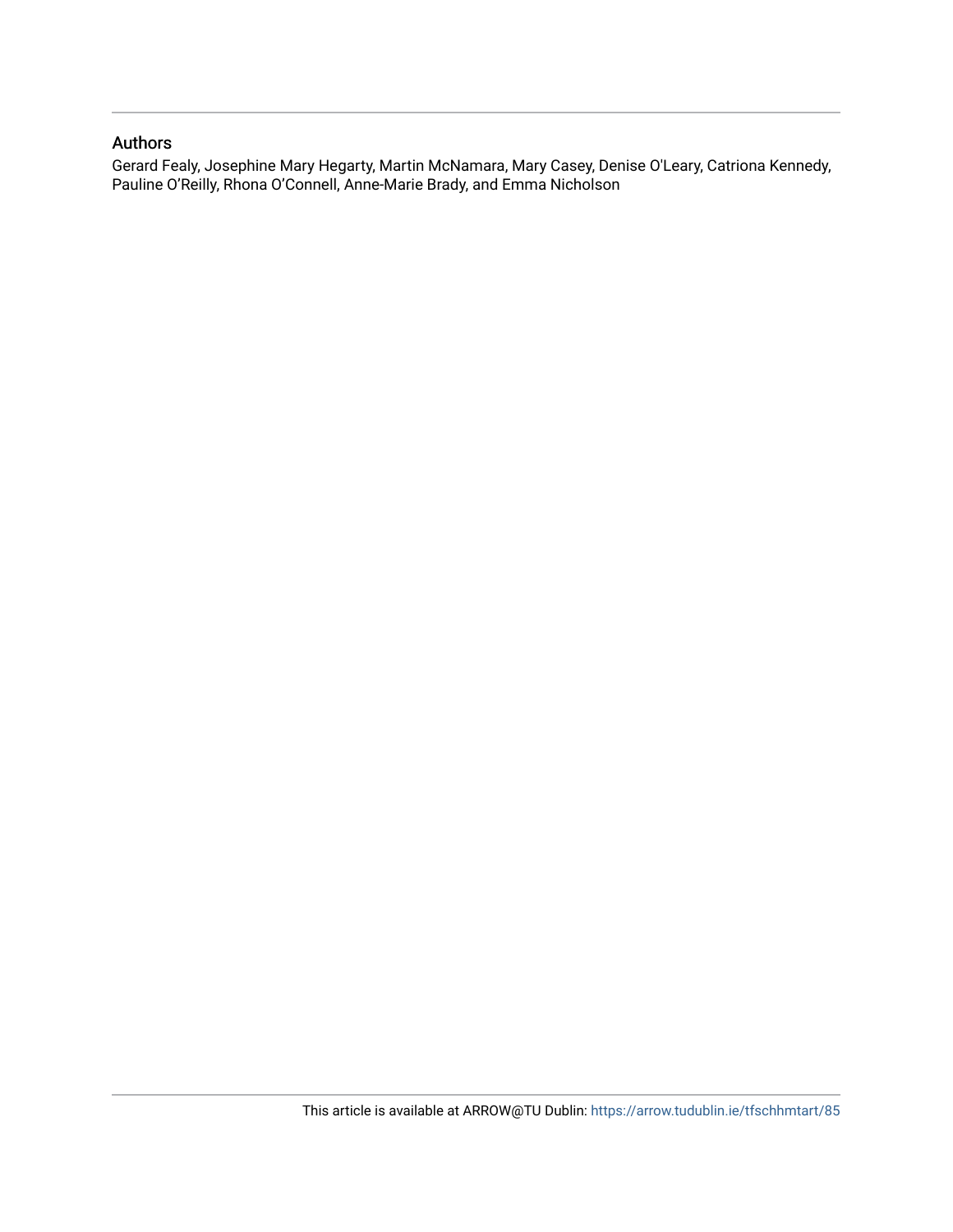## Authors

Gerard Fealy, Josephine Mary Hegarty, Martin McNamara, Mary Casey, Denise O'Leary, Catriona Kennedy, Pauline O'Reilly, Rhona O'Connell, Anne-Marie Brady, and Emma Nicholson

This article is available at ARROW@TU Dublin: https://arrow.tudublin.ie/tfschhmtart/85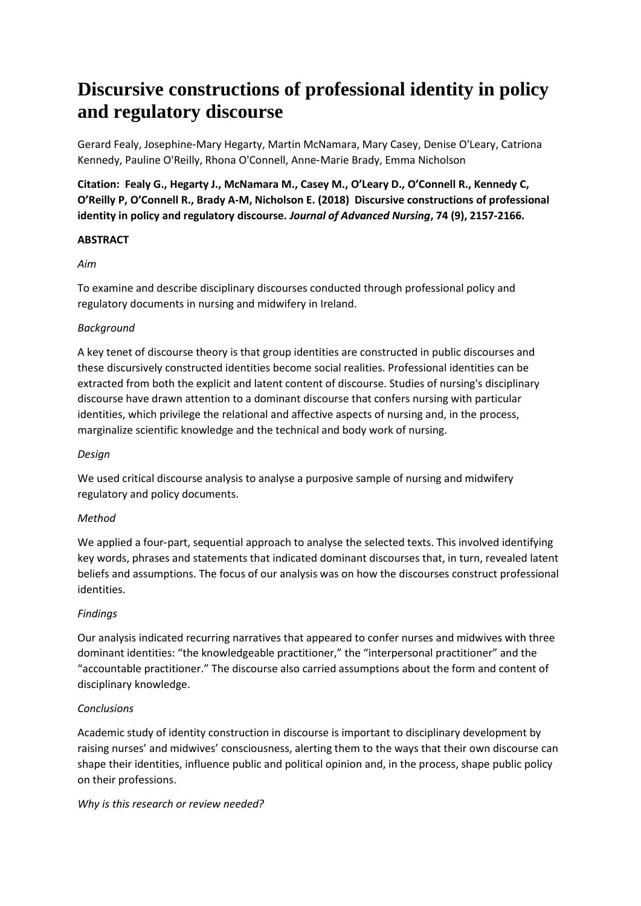# Discursive constructions of professional identity in policy and regulatory discourse

Gerard Fealy, Josephine-Mary Hegarty, Martin McNamara, Mary Casey, Denise O'Leary, Catriona Kennedy, Pauline O'Reilly, Rhona O'Connell, Anne-Marie Brady, Emma Nicholson

**Citation: Fealy G., Hegarty J., McNamara M., Casey M., O'Leary D., O'Connell R., Kennedy C, O'Reilly P, O'Connell R., Brady A-M, Nicholson E. (2018) Discursive constructions of professional identity in policy and regulatory discourse. *Journal of Advanced Nursing*, 74 (9), 2157-2166.**

**ABSTRACT**

*Aim*

To examine and describe disciplinary discourses conducted through professional policy and regulatory documents in nursing and midwifery in Ireland.

*Background*

A key tenet of discourse theory is that group identities are constructed in public discourses and these discursively constructed identities become social realities. Professional identities can be extracted from both the explicit and latent content of discourse. Studies of nursing's disciplinary discourse have drawn attention to a dominant discourse that confers nursing with particular identities, which privilege the relational and affective aspects of nursing and, in the process, marginalize scientific knowledge and the technical and body work of nursing.

*Design*

We used critical discourse analysis to analyse a purposive sample of nursing and midwifery regulatory and policy documents.

*Method*

We applied a four-part, sequential approach to analyse the selected texts. This involved identifying key words, phrases and statements that indicated dominant discourses that, in turn, revealed latent beliefs and assumptions. The focus of our analysis was on how the discourses construct professional identities.

*Findings*

Our analysis indicated recurring narratives that appeared to confer nurses and midwives with three dominant identities: "the knowledgeable practitioner," the "interpersonal practitioner" and the "accountable practitioner." The discourse also carried assumptions about the form and content of disciplinary knowledge.

*Conclusions*

Academic study of identity construction in discourse is important to disciplinary development by raising nurses' and midwives' consciousness, alerting them to the ways that their own discourse can shape their identities, influence public and political opinion and, in the process, shape public policy on their professions.

*Why is this research or review needed?*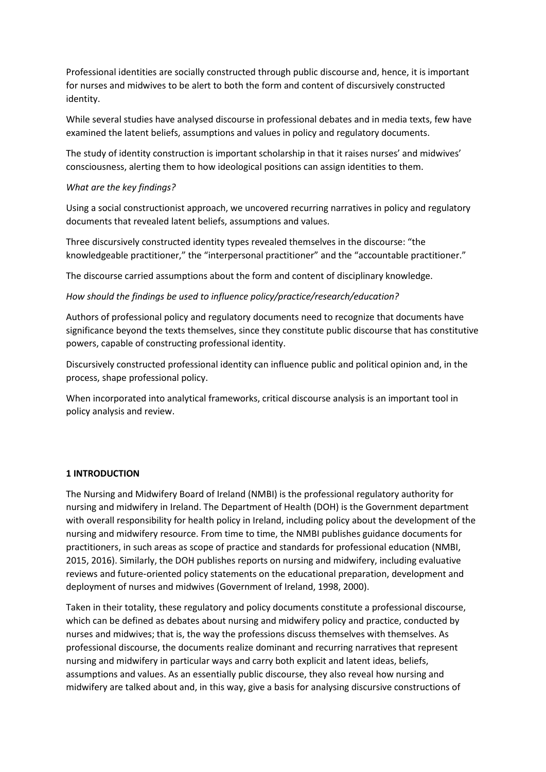Professional identities are socially constructed through public discourse and, hence, it is important for nurses and midwives to be alert to both the form and content of discursively constructed identity.

While several studies have analysed discourse in professional debates and in media texts, few have examined the latent beliefs, assumptions and values in policy and regulatory documents.

The study of identity construction is important scholarship in that it raises nurses' and midwives' consciousness, alerting them to how ideological positions can assign identities to them.

*What are the key findings?*

Using a social constructionist approach, we uncovered recurring narratives in policy and regulatory documents that revealed latent beliefs, assumptions and values.

Three discursively constructed identity types revealed themselves in the discourse: "the knowledgeable practitioner," the "interpersonal practitioner" and the "accountable practitioner."

The discourse carried assumptions about the form and content of disciplinary knowledge.

*How should the findings be used to influence policy/practice/research/education?*

Authors of professional policy and regulatory documents need to recognize that documents have significance beyond the texts themselves, since they constitute public discourse that has constitutive powers, capable of constructing professional identity.

Discursively constructed professional identity can influence public and political opinion and, in the process, shape professional policy.

When incorporated into analytical frameworks, critical discourse analysis is an important tool in policy analysis and review.

## 1 INTRODUCTION

The Nursing and Midwifery Board of Ireland (NMBI) is the professional regulatory authority for nursing and midwifery in Ireland. The Department of Health (DOH) is the Government department with overall responsibility for health policy in Ireland, including policy about the development of the nursing and midwifery resource. From time to time, the NMBI publishes guidance documents for practitioners, in such areas as scope of practice and standards for professional education (NMBI, 2015, 2016). Similarly, the DOH publishes reports on nursing and midwifery, including evaluative reviews and future-oriented policy statements on the educational preparation, development and deployment of nurses and midwives (Government of Ireland, 1998, 2000).

Taken in their totality, these regulatory and policy documents constitute a professional discourse, which can be defined as debates about nursing and midwifery policy and practice, conducted by nurses and midwives; that is, the way the professions discuss themselves with themselves. As professional discourse, the documents realize dominant and recurring narratives that represent nursing and midwifery in particular ways and carry both explicit and latent ideas, beliefs, assumptions and values. As an essentially public discourse, they also reveal how nursing and midwifery are talked about and, in this way, give a basis for analysing discursive constructions of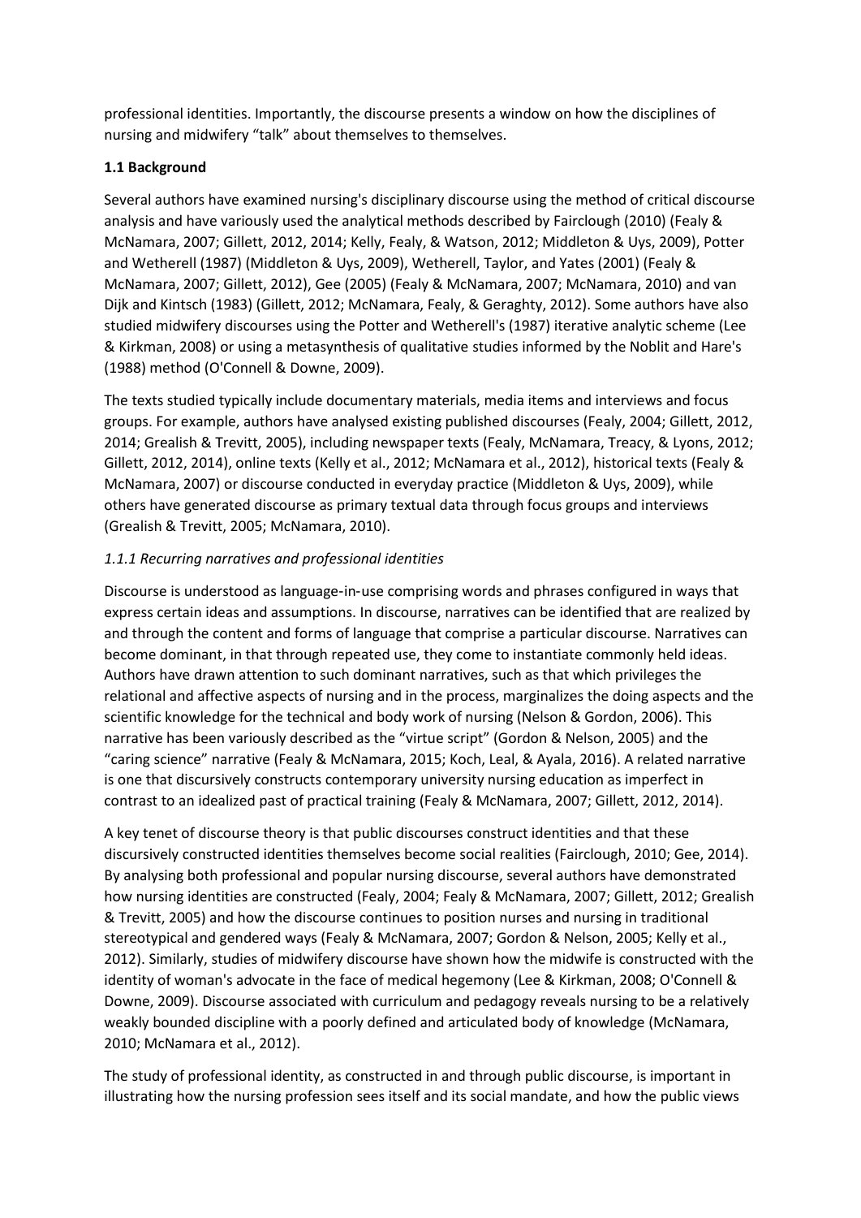professional identities. Importantly, the discourse presents a window on how the disciplines of nursing and midwifery “talk” about themselves to themselves.

### 1.1 Background

Several authors have examined nursing's disciplinary discourse using the method of critical discourse analysis and have variously used the analytical methods described by Fairclough (2010) (Fealy & McNamara, 2007; Gillett, 2012, 2014; Kelly, Fealy, & Watson, 2012; Middleton & Uys, 2009), Potter and Wetherell (1987) (Middleton & Uys, 2009), Wetherell, Taylor, and Yates (2001) (Fealy & McNamara, 2007; Gillett, 2012), Gee (2005) (Fealy & McNamara, 2007; McNamara, 2010) and van Dijk and Kintsch (1983) (Gillett, 2012; McNamara, Fealy, & Geraghty, 2012). Some authors have also studied midwifery discourses using the Potter and Wetherell's (1987) iterative analytic scheme (Lee & Kirkman, 2008) or using a metasynthesis of qualitative studies informed by the Noblit and Hare's (1988) method (O'Connell & Downe, 2009).

The texts studied typically include documentary materials, media items and interviews and focus groups. For example, authors have analysed existing published discourses (Fealy, 2004; Gillett, 2012, 2014; Grealish & Trevitt, 2005), including newspaper texts (Fealy, McNamara, Treacy, & Lyons, 2012; Gillett, 2012, 2014), online texts (Kelly et al., 2012; McNamara et al., 2012), historical texts (Fealy & McNamara, 2007) or discourse conducted in everyday practice (Middleton & Uys, 2009), while others have generated discourse as primary textual data through focus groups and interviews (Grealish & Trevitt, 2005; McNamara, 2010).

#### *1.1.1 Recurring narratives and professional identities*

Discourse is understood as language-in-use comprising words and phrases configured in ways that express certain ideas and assumptions. In discourse, narratives can be identified that are realized by and through the content and forms of language that comprise a particular discourse. Narratives can become dominant, in that through repeated use, they come to instantiate commonly held ideas. Authors have drawn attention to such dominant narratives, such as that which privileges the relational and affective aspects of nursing and in the process, marginalizes the doing aspects and the scientific knowledge for the technical and body work of nursing (Nelson & Gordon, 2006). This narrative has been variously described as the “virtue script” (Gordon & Nelson, 2005) and the “caring science” narrative (Fealy & McNamara, 2015; Koch, Leal, & Ayala, 2016). A related narrative is one that discursively constructs contemporary university nursing education as imperfect in contrast to an idealized past of practical training (Fealy & McNamara, 2007; Gillett, 2012, 2014).

A key tenet of discourse theory is that public discourses construct identities and that these discursively constructed identities themselves become social realities (Fairclough, 2010; Gee, 2014). By analysing both professional and popular nursing discourse, several authors have demonstrated how nursing identities are constructed (Fealy, 2004; Fealy & McNamara, 2007; Gillett, 2012; Grealish & Trevitt, 2005) and how the discourse continues to position nurses and nursing in traditional stereotypical and gendered ways (Fealy & McNamara, 2007; Gordon & Nelson, 2005; Kelly et al., 2012). Similarly, studies of midwifery discourse have shown how the midwife is constructed with the identity of woman's advocate in the face of medical hegemony (Lee & Kirkman, 2008; O'Connell & Downe, 2009). Discourse associated with curriculum and pedagogy reveals nursing to be a relatively weakly bounded discipline with a poorly defined and articulated body of knowledge (McNamara, 2010; McNamara et al., 2012).

The study of professional identity, as constructed in and through public discourse, is important in illustrating how the nursing profession sees itself and its social mandate, and how the public views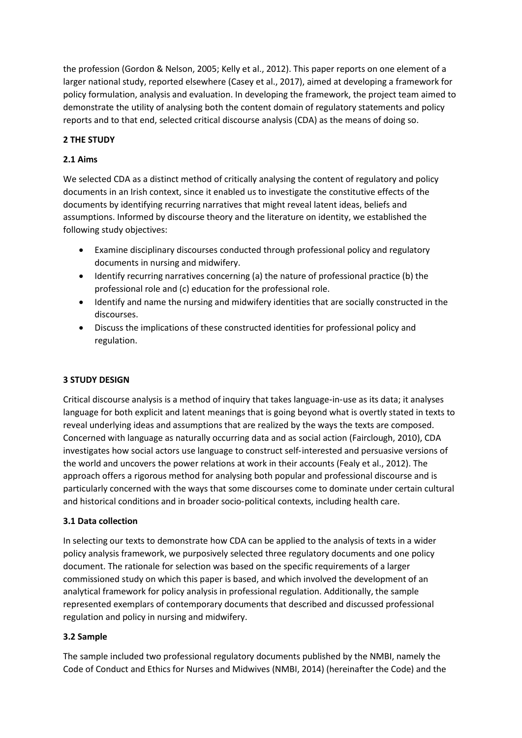the profession (Gordon & Nelson, 2005; Kelly et al., 2012). This paper reports on one element of a larger national study, reported elsewhere (Casey et al., 2017), aimed at developing a framework for policy formulation, analysis and evaluation. In developing the framework, the project team aimed to demonstrate the utility of analysing both the content domain of regulatory statements and policy reports and to that end, selected critical discourse analysis (CDA) as the means of doing so.

## 2 THE STUDY

### 2.1 Aims

We selected CDA as a distinct method of critically analysing the content of regulatory and policy documents in an Irish context, since it enabled us to investigate the constitutive effects of the documents by identifying recurring narratives that might reveal latent ideas, beliefs and assumptions. Informed by discourse theory and the literature on identity, we established the following study objectives:

- Examine disciplinary discourses conducted through professional policy and regulatory documents in nursing and midwifery.
- Identify recurring narratives concerning (a) the nature of professional practice (b) the professional role and (c) education for the professional role.
- Identify and name the nursing and midwifery identities that are socially constructed in the discourses.
- Discuss the implications of these constructed identities for professional policy and regulation.

## 3 STUDY DESIGN

Critical discourse analysis is a method of inquiry that takes language-in-use as its data; it analyses language for both explicit and latent meanings that is going beyond what is overtly stated in texts to reveal underlying ideas and assumptions that are realized by the ways the texts are composed. Concerned with language as naturally occurring data and as social action (Fairclough, 2010), CDA investigates how social actors use language to construct self-interested and persuasive versions of the world and uncovers the power relations at work in their accounts (Fealy et al., 2012). The approach offers a rigorous method for analysing both popular and professional discourse and is particularly concerned with the ways that some discourses come to dominate under certain cultural and historical conditions and in broader socio-political contexts, including health care.

### 3.1 Data collection

In selecting our texts to demonstrate how CDA can be applied to the analysis of texts in a wider policy analysis framework, we purposively selected three regulatory documents and one policy document. The rationale for selection was based on the specific requirements of a larger commissioned study on which this paper is based, and which involved the development of an analytical framework for policy analysis in professional regulation. Additionally, the sample represented exemplars of contemporary documents that described and discussed professional regulation and policy in nursing and midwifery.

### 3.2 Sample

The sample included two professional regulatory documents published by the NMBI, namely the Code of Conduct and Ethics for Nurses and Midwives (NMBI, 2014) (hereinafter the Code) and the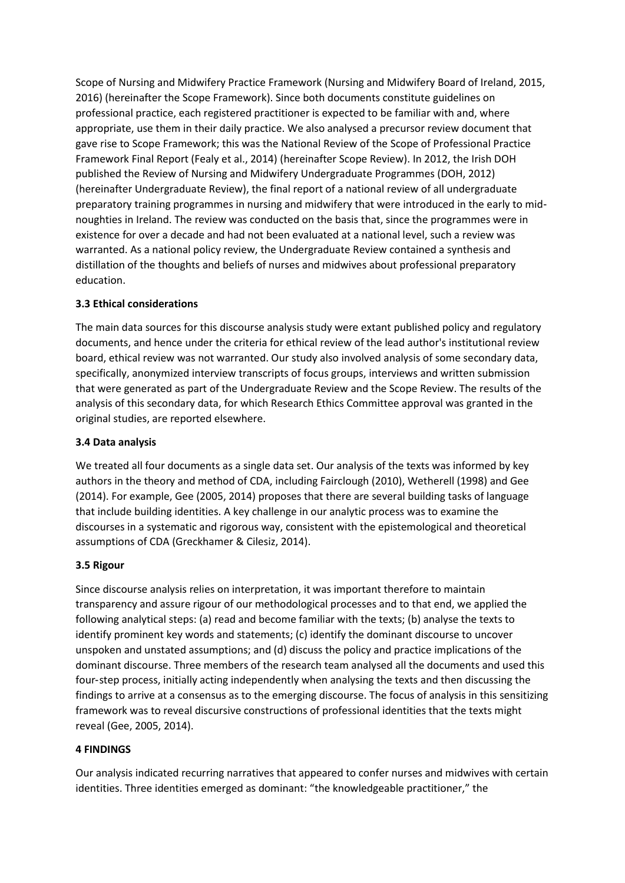Scope of Nursing and Midwifery Practice Framework (Nursing and Midwifery Board of Ireland, 2015, 2016) (hereinafter the Scope Framework). Since both documents constitute guidelines on professional practice, each registered practitioner is expected to be familiar with and, where appropriate, use them in their daily practice. We also analysed a precursor review document that gave rise to Scope Framework; this was the National Review of the Scope of Professional Practice Framework Final Report (Fealy et al., 2014) (hereinafter Scope Review). In 2012, the Irish DOH published the Review of Nursing and Midwifery Undergraduate Programmes (DOH, 2012) (hereinafter Undergraduate Review), the final report of a national review of all undergraduate preparatory training programmes in nursing and midwifery that were introduced in the early to mid-noughties in Ireland. The review was conducted on the basis that, since the programmes were in existence for over a decade and had not been evaluated at a national level, such a review was warranted. As a national policy review, the Undergraduate Review contained a synthesis and distillation of the thoughts and beliefs of nurses and midwives about professional preparatory education.

### 3.3 Ethical considerations

The main data sources for this discourse analysis study were extant published policy and regulatory documents, and hence under the criteria for ethical review of the lead author's institutional review board, ethical review was not warranted. Our study also involved analysis of some secondary data, specifically, anonymized interview transcripts of focus groups, interviews and written submission that were generated as part of the Undergraduate Review and the Scope Review. The results of the analysis of this secondary data, for which Research Ethics Committee approval was granted in the original studies, are reported elsewhere.

### 3.4 Data analysis

We treated all four documents as a single data set. Our analysis of the texts was informed by key authors in the theory and method of CDA, including Fairclough (2010), Wetherell (1998) and Gee (2014). For example, Gee (2005, 2014) proposes that there are several building tasks of language that include building identities. A key challenge in our analytic process was to examine the discourses in a systematic and rigorous way, consistent with the epistemological and theoretical assumptions of CDA (Greckhamer & Cilesiz, 2014).

### 3.5 Rigour

Since discourse analysis relies on interpretation, it was important therefore to maintain transparency and assure rigour of our methodological processes and to that end, we applied the following analytical steps: (a) read and become familiar with the texts; (b) analyse the texts to identify prominent key words and statements; (c) identify the dominant discourse to uncover unspoken and unstated assumptions; and (d) discuss the policy and practice implications of the dominant discourse. Three members of the research team analysed all the documents and used this four-step process, initially acting independently when analysing the texts and then discussing the findings to arrive at a consensus as to the emerging discourse. The focus of analysis in this sensitizing framework was to reveal discursive constructions of professional identities that the texts might reveal (Gee, 2005, 2014).

## 4 FINDINGS

Our analysis indicated recurring narratives that appeared to confer nurses and midwives with certain identities. Three identities emerged as dominant: "the knowledgeable practitioner," the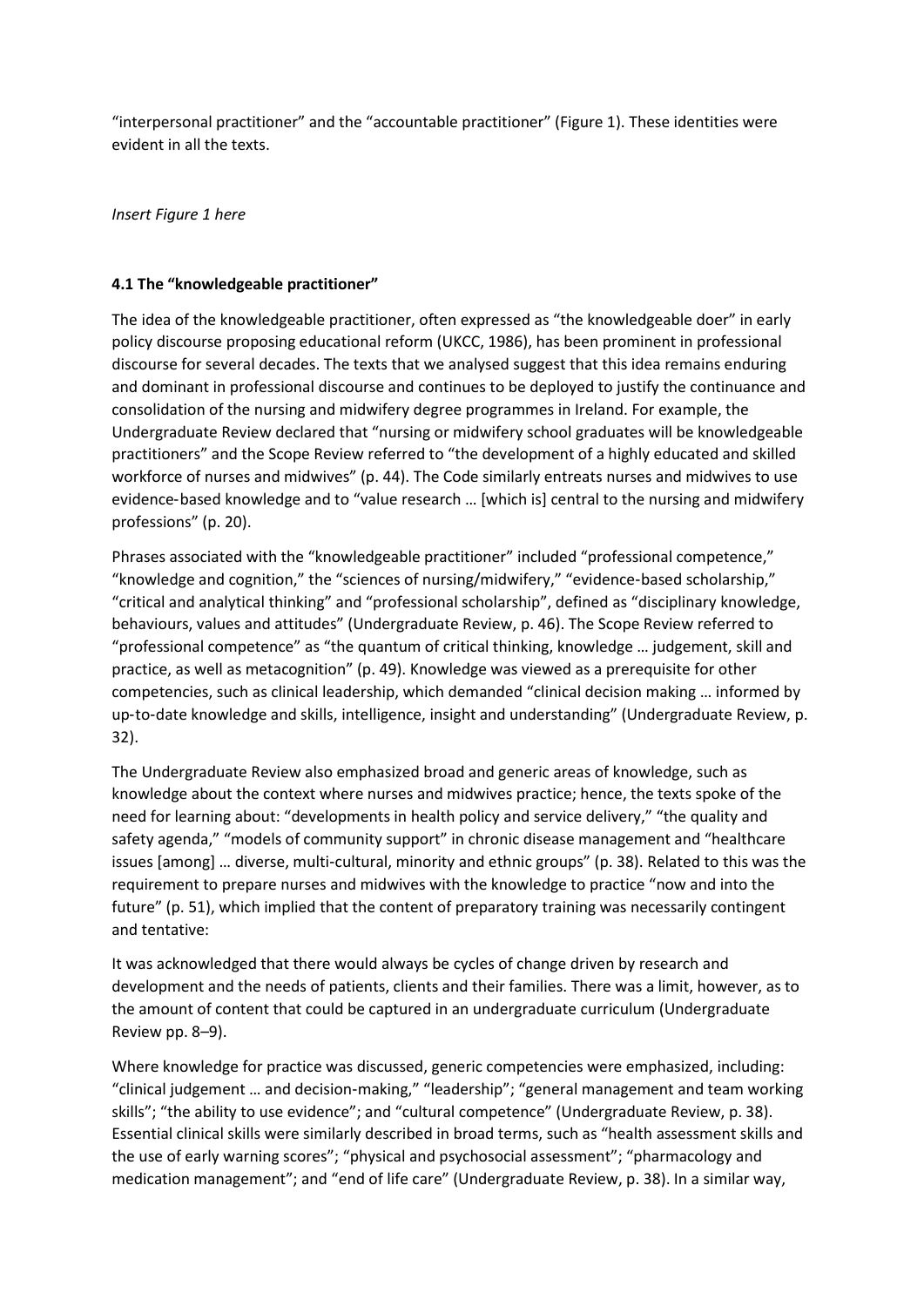"interpersonal practitioner" and the "accountable practitioner" (Figure 1). These identities were evident in all the texts.

*Insert Figure 1 here*

### 4.1 The "knowledgeable practitioner"

The idea of the knowledgeable practitioner, often expressed as "the knowledgeable doer" in early policy discourse proposing educational reform (UKCC, 1986), has been prominent in professional discourse for several decades. The texts that we analysed suggest that this idea remains enduring and dominant in professional discourse and continues to be deployed to justify the continuance and consolidation of the nursing and midwifery degree programmes in Ireland. For example, the Undergraduate Review declared that "nursing or midwifery school graduates will be knowledgeable practitioners" and the Scope Review referred to "the development of a highly educated and skilled workforce of nurses and midwives" (p. 44). The Code similarly entreats nurses and midwives to use evidence-based knowledge and to "value research … [which is] central to the nursing and midwifery professions" (p. 20).

Phrases associated with the "knowledgeable practitioner" included "professional competence," "knowledge and cognition," the "sciences of nursing/midwifery," "evidence-based scholarship," "critical and analytical thinking" and "professional scholarship", defined as "disciplinary knowledge, behaviours, values and attitudes" (Undergraduate Review, p. 46). The Scope Review referred to "professional competence" as "the quantum of critical thinking, knowledge … judgement, skill and practice, as well as metacognition" (p. 49). Knowledge was viewed as a prerequisite for other competencies, such as clinical leadership, which demanded "clinical decision making … informed by up-to-date knowledge and skills, intelligence, insight and understanding" (Undergraduate Review, p. 32).

The Undergraduate Review also emphasized broad and generic areas of knowledge, such as knowledge about the context where nurses and midwives practice; hence, the texts spoke of the need for learning about: "developments in health policy and service delivery," "the quality and safety agenda," "models of community support" in chronic disease management and "healthcare issues [among] … diverse, multi-cultural, minority and ethnic groups" (p. 38). Related to this was the requirement to prepare nurses and midwives with the knowledge to practice "now and into the future" (p. 51), which implied that the content of preparatory training was necessarily contingent and tentative:

It was acknowledged that there would always be cycles of change driven by research and development and the needs of patients, clients and their families. There was a limit, however, as to the amount of content that could be captured in an undergraduate curriculum (Undergraduate Review pp. 8–9).

Where knowledge for practice was discussed, generic competencies were emphasized, including: "clinical judgement … and decision-making," "leadership"; "general management and team working skills"; "the ability to use evidence"; and "cultural competence" (Undergraduate Review, p. 38). Essential clinical skills were similarly described in broad terms, such as "health assessment skills and the use of early warning scores"; "physical and psychosocial assessment"; "pharmacology and medication management"; and "end of life care" (Undergraduate Review, p. 38). In a similar way,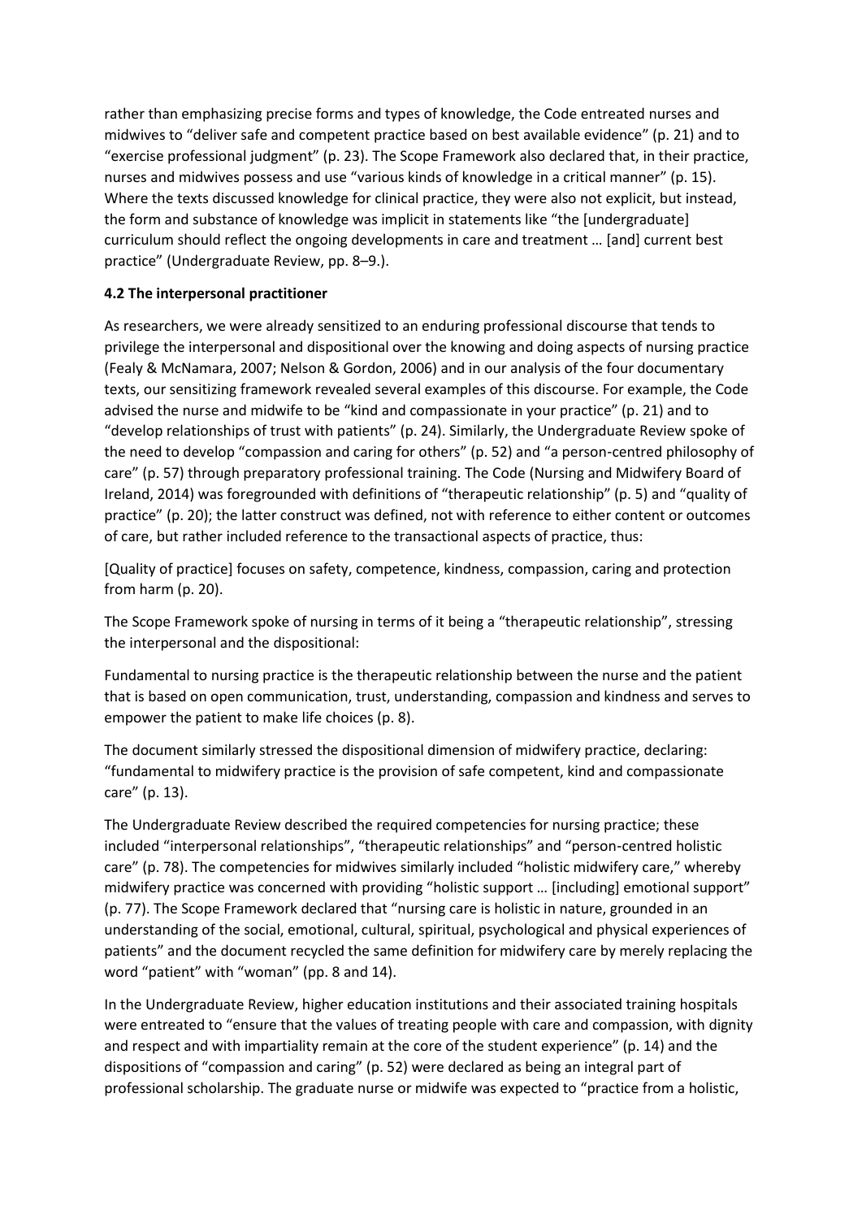rather than emphasizing precise forms and types of knowledge, the Code entreated nurses and midwives to "deliver safe and competent practice based on best available evidence" (p. 21) and to "exercise professional judgment" (p. 23). The Scope Framework also declared that, in their practice, nurses and midwives possess and use "various kinds of knowledge in a critical manner" (p. 15). Where the texts discussed knowledge for clinical practice, they were also not explicit, but instead, the form and substance of knowledge was implicit in statements like "the [undergraduate] curriculum should reflect the ongoing developments in care and treatment … [and] current best practice" (Undergraduate Review, pp. 8–9.).

### 4.2 The interpersonal practitioner

As researchers, we were already sensitized to an enduring professional discourse that tends to privilege the interpersonal and dispositional over the knowing and doing aspects of nursing practice (Fealy & McNamara, 2007; Nelson & Gordon, 2006) and in our analysis of the four documentary texts, our sensitizing framework revealed several examples of this discourse. For example, the Code advised the nurse and midwife to be "kind and compassionate in your practice" (p. 21) and to "develop relationships of trust with patients" (p. 24). Similarly, the Undergraduate Review spoke of the need to develop "compassion and caring for others" (p. 52) and "a person-centred philosophy of care" (p. 57) through preparatory professional training. The Code (Nursing and Midwifery Board of Ireland, 2014) was foregrounded with definitions of "therapeutic relationship" (p. 5) and "quality of practice" (p. 20); the latter construct was defined, not with reference to either content or outcomes of care, but rather included reference to the transactional aspects of practice, thus:

[Quality of practice] focuses on safety, competence, kindness, compassion, caring and protection from harm (p. 20).

The Scope Framework spoke of nursing in terms of it being a "therapeutic relationship", stressing the interpersonal and the dispositional:

Fundamental to nursing practice is the therapeutic relationship between the nurse and the patient that is based on open communication, trust, understanding, compassion and kindness and serves to empower the patient to make life choices (p. 8).

The document similarly stressed the dispositional dimension of midwifery practice, declaring: "fundamental to midwifery practice is the provision of safe competent, kind and compassionate care" (p. 13).

The Undergraduate Review described the required competencies for nursing practice; these included "interpersonal relationships", "therapeutic relationships" and "person-centred holistic care" (p. 78). The competencies for midwives similarly included "holistic midwifery care," whereby midwifery practice was concerned with providing "holistic support … [including] emotional support" (p. 77). The Scope Framework declared that "nursing care is holistic in nature, grounded in an understanding of the social, emotional, cultural, spiritual, psychological and physical experiences of patients" and the document recycled the same definition for midwifery care by merely replacing the word "patient" with "woman" (pp. 8 and 14).

In the Undergraduate Review, higher education institutions and their associated training hospitals were entreated to "ensure that the values of treating people with care and compassion, with dignity and respect and with impartiality remain at the core of the student experience" (p. 14) and the dispositions of "compassion and caring" (p. 52) were declared as being an integral part of professional scholarship. The graduate nurse or midwife was expected to "practice from a holistic,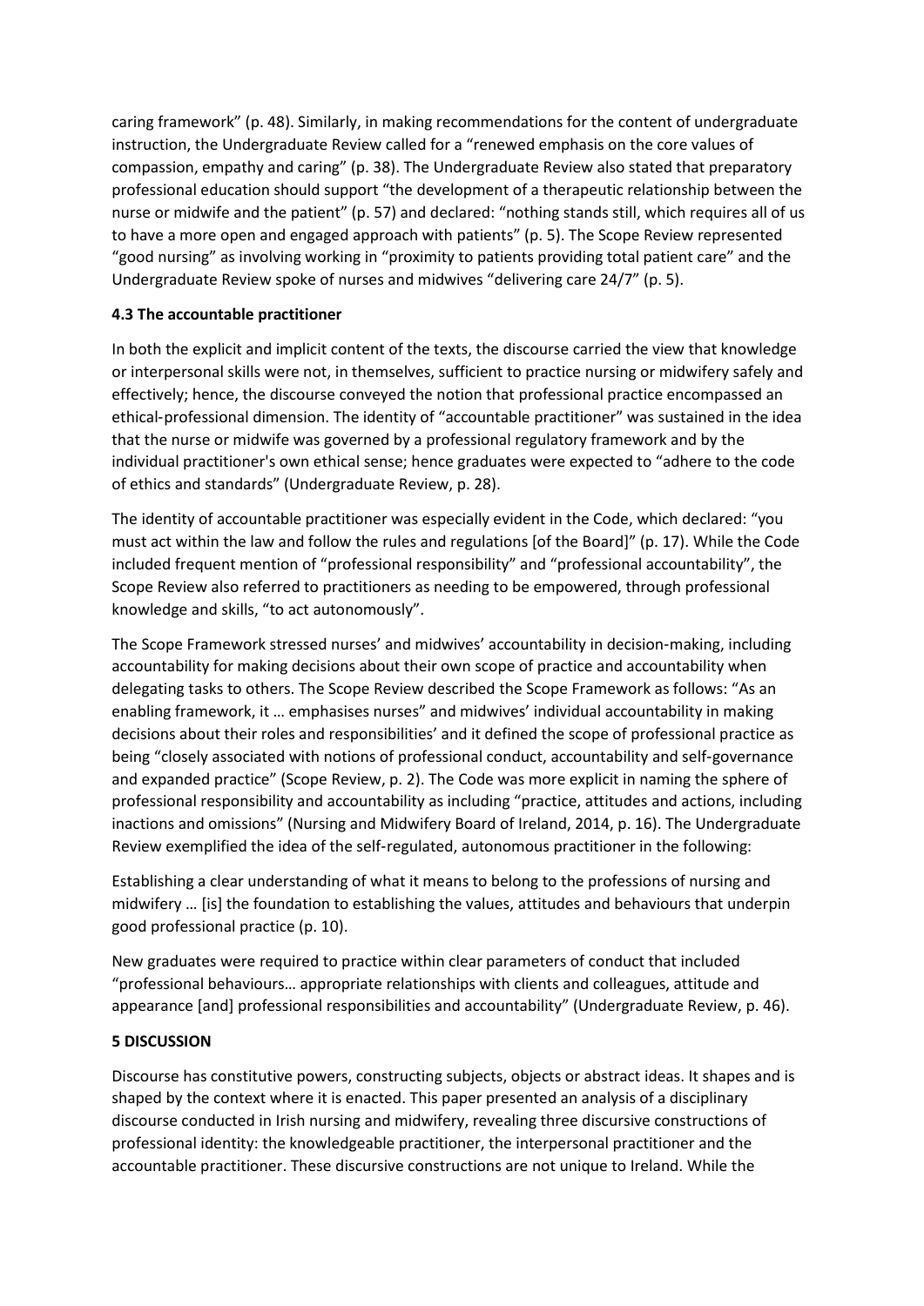caring framework" (p. 48). Similarly, in making recommendations for the content of undergraduate instruction, the Undergraduate Review called for a "renewed emphasis on the core values of compassion, empathy and caring" (p. 38). The Undergraduate Review also stated that preparatory professional education should support "the development of a therapeutic relationship between the nurse or midwife and the patient" (p. 57) and declared: "nothing stands still, which requires all of us to have a more open and engaged approach with patients" (p. 5). The Scope Review represented "good nursing" as involving working in "proximity to patients providing total patient care" and the Undergraduate Review spoke of nurses and midwives "delivering care 24/7" (p. 5).

### 4.3 The accountable practitioner

In both the explicit and implicit content of the texts, the discourse carried the view that knowledge or interpersonal skills were not, in themselves, sufficient to practice nursing or midwifery safely and effectively; hence, the discourse conveyed the notion that professional practice encompassed an ethical-professional dimension. The identity of "accountable practitioner" was sustained in the idea that the nurse or midwife was governed by a professional regulatory framework and by the individual practitioner's own ethical sense; hence graduates were expected to "adhere to the code of ethics and standards" (Undergraduate Review, p. 28).

The identity of accountable practitioner was especially evident in the Code, which declared: "you must act within the law and follow the rules and regulations [of the Board]" (p. 17). While the Code included frequent mention of "professional responsibility" and "professional accountability", the Scope Review also referred to practitioners as needing to be empowered, through professional knowledge and skills, "to act autonomously".

The Scope Framework stressed nurses' and midwives' accountability in decision-making, including accountability for making decisions about their own scope of practice and accountability when delegating tasks to others. The Scope Review described the Scope Framework as follows: "As an enabling framework, it … emphasises nurses" and midwives' individual accountability in making decisions about their roles and responsibilities' and it defined the scope of professional practice as being "closely associated with notions of professional conduct, accountability and self-governance and expanded practice" (Scope Review, p. 2). The Code was more explicit in naming the sphere of professional responsibility and accountability as including "practice, attitudes and actions, including inactions and omissions" (Nursing and Midwifery Board of Ireland, 2014, p. 16). The Undergraduate Review exemplified the idea of the self-regulated, autonomous practitioner in the following:

Establishing a clear understanding of what it means to belong to the professions of nursing and midwifery … [is] the foundation to establishing the values, attitudes and behaviours that underpin good professional practice (p. 10).

New graduates were required to practice within clear parameters of conduct that included "professional behaviours… appropriate relationships with clients and colleagues, attitude and appearance [and] professional responsibilities and accountability" (Undergraduate Review, p. 46).

## 5 DISCUSSION

Discourse has constitutive powers, constructing subjects, objects or abstract ideas. It shapes and is shaped by the context where it is enacted. This paper presented an analysis of a disciplinary discourse conducted in Irish nursing and midwifery, revealing three discursive constructions of professional identity: the knowledgeable practitioner, the interpersonal practitioner and the accountable practitioner. These discursive constructions are not unique to Ireland. While the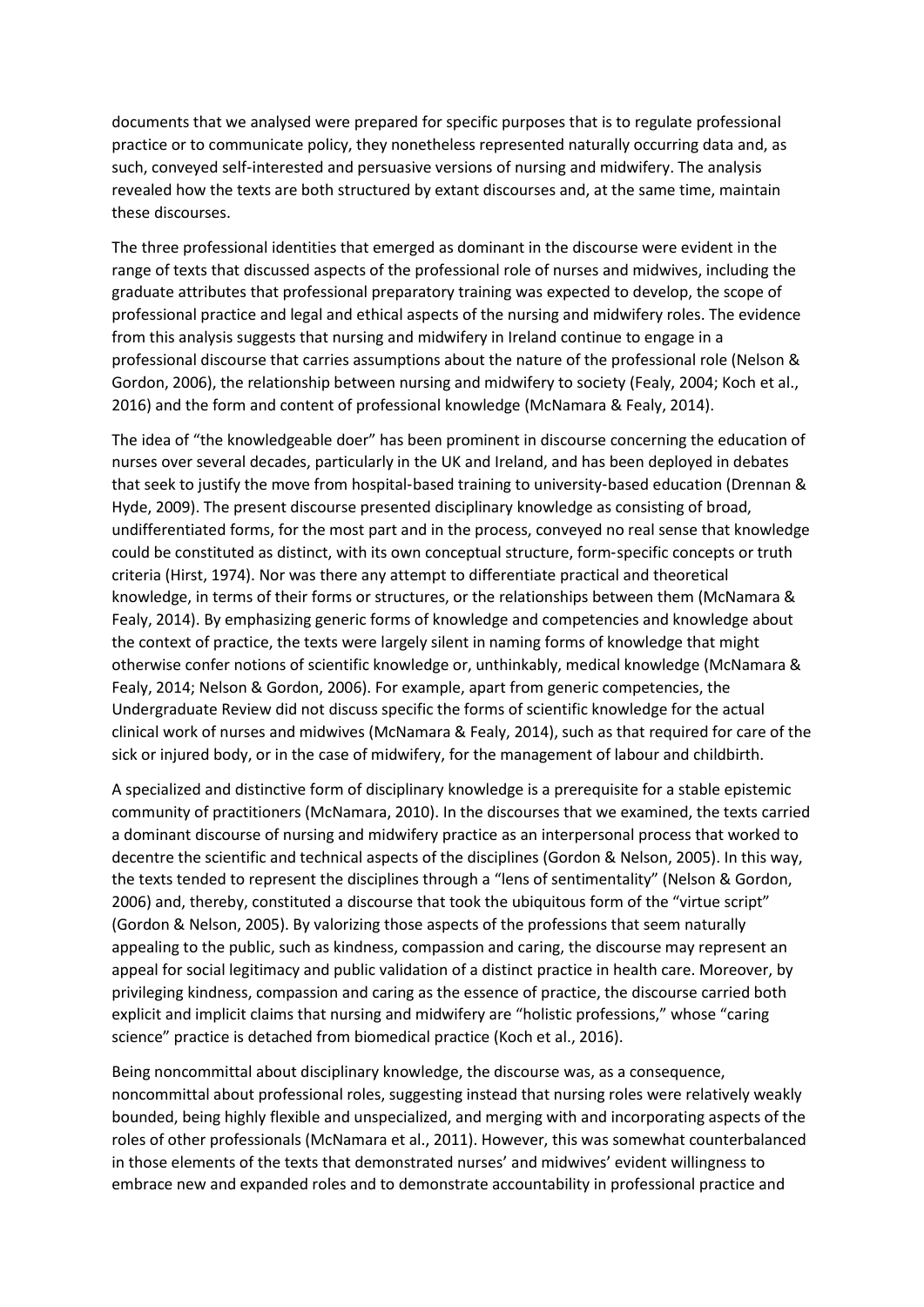documents that we analysed were prepared for specific purposes that is to regulate professional practice or to communicate policy, they nonetheless represented naturally occurring data and, as such, conveyed self-interested and persuasive versions of nursing and midwifery. The analysis revealed how the texts are both structured by extant discourses and, at the same time, maintain these discourses.

The three professional identities that emerged as dominant in the discourse were evident in the range of texts that discussed aspects of the professional role of nurses and midwives, including the graduate attributes that professional preparatory training was expected to develop, the scope of professional practice and legal and ethical aspects of the nursing and midwifery roles. The evidence from this analysis suggests that nursing and midwifery in Ireland continue to engage in a professional discourse that carries assumptions about the nature of the professional role (Nelson & Gordon, 2006), the relationship between nursing and midwifery to society (Fealy, 2004; Koch et al., 2016) and the form and content of professional knowledge (McNamara & Fealy, 2014).

The idea of "the knowledgeable doer" has been prominent in discourse concerning the education of nurses over several decades, particularly in the UK and Ireland, and has been deployed in debates that seek to justify the move from hospital-based training to university-based education (Drennan & Hyde, 2009). The present discourse presented disciplinary knowledge as consisting of broad, undifferentiated forms, for the most part and in the process, conveyed no real sense that knowledge could be constituted as distinct, with its own conceptual structure, form-specific concepts or truth criteria (Hirst, 1974). Nor was there any attempt to differentiate practical and theoretical knowledge, in terms of their forms or structures, or the relationships between them (McNamara & Fealy, 2014). By emphasizing generic forms of knowledge and competencies and knowledge about the context of practice, the texts were largely silent in naming forms of knowledge that might otherwise confer notions of scientific knowledge or, unthinkably, medical knowledge (McNamara & Fealy, 2014; Nelson & Gordon, 2006). For example, apart from generic competencies, the Undergraduate Review did not discuss specific the forms of scientific knowledge for the actual clinical work of nurses and midwives (McNamara & Fealy, 2014), such as that required for care of the sick or injured body, or in the case of midwifery, for the management of labour and childbirth.

A specialized and distinctive form of disciplinary knowledge is a prerequisite for a stable epistemic community of practitioners (McNamara, 2010). In the discourses that we examined, the texts carried a dominant discourse of nursing and midwifery practice as an interpersonal process that worked to decentre the scientific and technical aspects of the disciplines (Gordon & Nelson, 2005). In this way, the texts tended to represent the disciplines through a "lens of sentimentality" (Nelson & Gordon, 2006) and, thereby, constituted a discourse that took the ubiquitous form of the "virtue script" (Gordon & Nelson, 2005). By valorizing those aspects of the professions that seem naturally appealing to the public, such as kindness, compassion and caring, the discourse may represent an appeal for social legitimacy and public validation of a distinct practice in health care. Moreover, by privileging kindness, compassion and caring as the essence of practice, the discourse carried both explicit and implicit claims that nursing and midwifery are "holistic professions," whose "caring science" practice is detached from biomedical practice (Koch et al., 2016).

Being noncommittal about disciplinary knowledge, the discourse was, as a consequence, noncommittal about professional roles, suggesting instead that nursing roles were relatively weakly bounded, being highly flexible and unspecialized, and merging with and incorporating aspects of the roles of other professionals (McNamara et al., 2011). However, this was somewhat counterbalanced in those elements of the texts that demonstrated nurses' and midwives' evident willingness to embrace new and expanded roles and to demonstrate accountability in professional practice and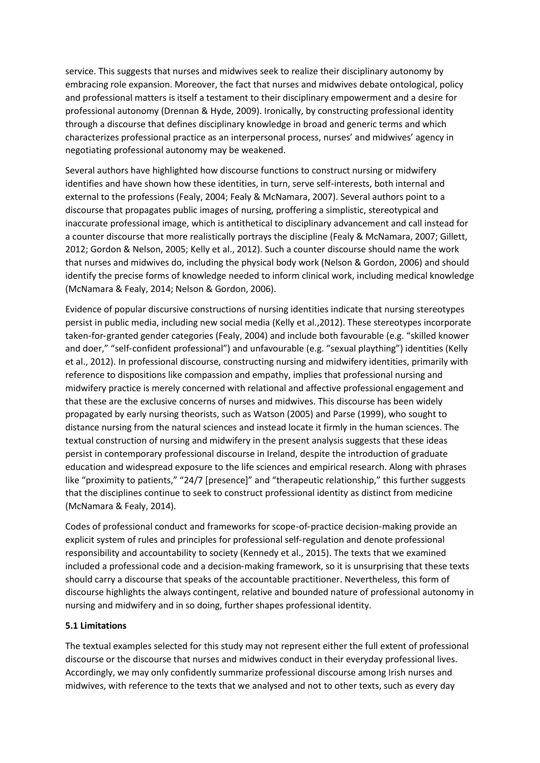service. This suggests that nurses and midwives seek to realize their disciplinary autonomy by embracing role expansion. Moreover, the fact that nurses and midwives debate ontological, policy and professional matters is itself a testament to their disciplinary empowerment and a desire for professional autonomy (Drennan & Hyde, 2009). Ironically, by constructing professional identity through a discourse that defines disciplinary knowledge in broad and generic terms and which characterizes professional practice as an interpersonal process, nurses' and midwives' agency in negotiating professional autonomy may be weakened.

Several authors have highlighted how discourse functions to construct nursing or midwifery identifies and have shown how these identities, in turn, serve self-interests, both internal and external to the professions (Fealy, 2004; Fealy & McNamara, 2007). Several authors point to a discourse that propagates public images of nursing, proffering a simplistic, stereotypical and inaccurate professional image, which is antithetical to disciplinary advancement and call instead for a counter discourse that more realistically portrays the discipline (Fealy & McNamara, 2007; Gillett, 2012; Gordon & Nelson, 2005; Kelly et al., 2012). Such a counter discourse should name the work that nurses and midwives do, including the physical body work (Nelson & Gordon, 2006) and should identify the precise forms of knowledge needed to inform clinical work, including medical knowledge (McNamara & Fealy, 2014; Nelson & Gordon, 2006).

Evidence of popular discursive constructions of nursing identities indicate that nursing stereotypes persist in public media, including new social media (Kelly et al.,2012). These stereotypes incorporate taken-for-granted gender categories (Fealy, 2004) and include both favourable (e.g. "skilled knower and doer," "self-confident professional") and unfavourable (e.g. "sexual plaything") identities (Kelly et al., 2012). In professional discourse, constructing nursing and midwifery identities, primarily with reference to dispositions like compassion and empathy, implies that professional nursing and midwifery practice is merely concerned with relational and affective professional engagement and that these are the exclusive concerns of nurses and midwives. This discourse has been widely propagated by early nursing theorists, such as Watson (2005) and Parse (1999), who sought to distance nursing from the natural sciences and instead locate it firmly in the human sciences. The textual construction of nursing and midwifery in the present analysis suggests that these ideas persist in contemporary professional discourse in Ireland, despite the introduction of graduate education and widespread exposure to the life sciences and empirical research. Along with phrases like "proximity to patients," "24/7 [presence]" and "therapeutic relationship," this further suggests that the disciplines continue to seek to construct professional identity as distinct from medicine (McNamara & Fealy, 2014).

Codes of professional conduct and frameworks for scope-of-practice decision-making provide an explicit system of rules and principles for professional self-regulation and denote professional responsibility and accountability to society (Kennedy et al., 2015). The texts that we examined included a professional code and a decision-making framework, so it is unsurprising that these texts should carry a discourse that speaks of the accountable practitioner. Nevertheless, this form of discourse highlights the always contingent, relative and bounded nature of professional autonomy in nursing and midwifery and in so doing, further shapes professional identity.

### 5.1 Limitations

The textual examples selected for this study may not represent either the full extent of professional discourse or the discourse that nurses and midwives conduct in their everyday professional lives. Accordingly, we may only confidently summarize professional discourse among Irish nurses and midwives, with reference to the texts that we analysed and not to other texts, such as every day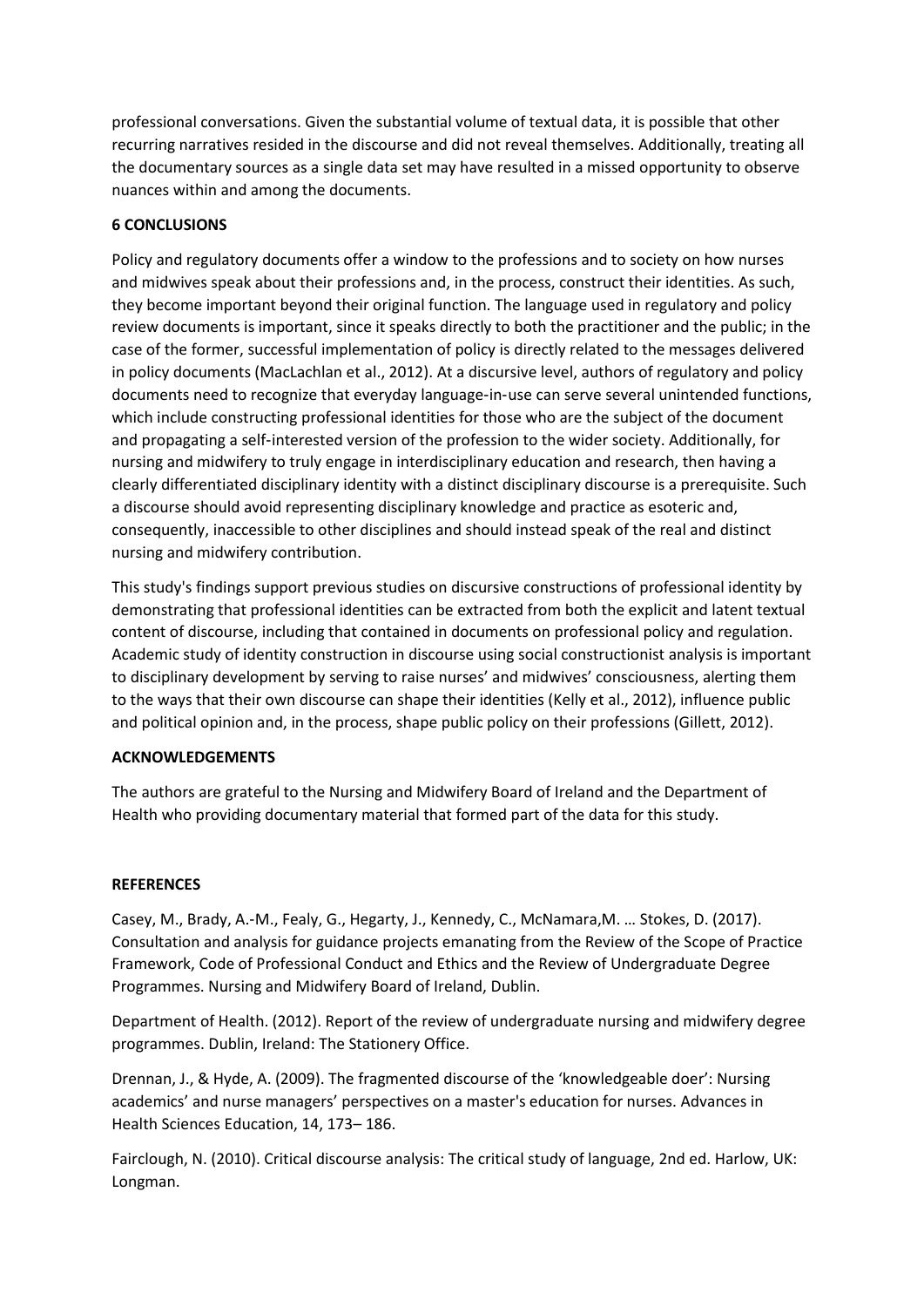professional conversations. Given the substantial volume of textual data, it is possible that other recurring narratives resided in the discourse and did not reveal themselves. Additionally, treating all the documentary sources as a single data set may have resulted in a missed opportunity to observe nuances within and among the documents.

## 6 CONCLUSIONS

Policy and regulatory documents offer a window to the professions and to society on how nurses and midwives speak about their professions and, in the process, construct their identities. As such, they become important beyond their original function. The language used in regulatory and policy review documents is important, since it speaks directly to both the practitioner and the public; in the case of the former, successful implementation of policy is directly related to the messages delivered in policy documents (MacLachlan et al., 2012). At a discursive level, authors of regulatory and policy documents need to recognize that everyday language-in-use can serve several unintended functions, which include constructing professional identities for those who are the subject of the document and propagating a self-interested version of the profession to the wider society. Additionally, for nursing and midwifery to truly engage in interdisciplinary education and research, then having a clearly differentiated disciplinary identity with a distinct disciplinary discourse is a prerequisite. Such a discourse should avoid representing disciplinary knowledge and practice as esoteric and, consequently, inaccessible to other disciplines and should instead speak of the real and distinct nursing and midwifery contribution.

This study's findings support previous studies on discursive constructions of professional identity by demonstrating that professional identities can be extracted from both the explicit and latent textual content of discourse, including that contained in documents on professional policy and regulation. Academic study of identity construction in discourse using social constructionist analysis is important to disciplinary development by serving to raise nurses' and midwives' consciousness, alerting them to the ways that their own discourse can shape their identities (Kelly et al., 2012), influence public and political opinion and, in the process, shape public policy on their professions (Gillett, 2012).

## ACKNOWLEDGEMENTS

The authors are grateful to the Nursing and Midwifery Board of Ireland and the Department of Health who providing documentary material that formed part of the data for this study.

## REFERENCES

Casey, M., Brady, A.-M., Fealy, G., Hegarty, J., Kennedy, C., McNamara,M. … Stokes, D. (2017). Consultation and analysis for guidance projects emanating from the Review of the Scope of Practice Framework, Code of Professional Conduct and Ethics and the Review of Undergraduate Degree Programmes. Nursing and Midwifery Board of Ireland, Dublin.

Department of Health. (2012). Report of the review of undergraduate nursing and midwifery degree programmes. Dublin, Ireland: The Stationery Office.

Drennan, J., & Hyde, A. (2009). The fragmented discourse of the 'knowledgeable doer': Nursing academics' and nurse managers' perspectives on a master's education for nurses. Advances in Health Sciences Education, 14, 173– 186.

Fairclough, N. (2010). Critical discourse analysis: The critical study of language, 2nd ed. Harlow, UK: Longman.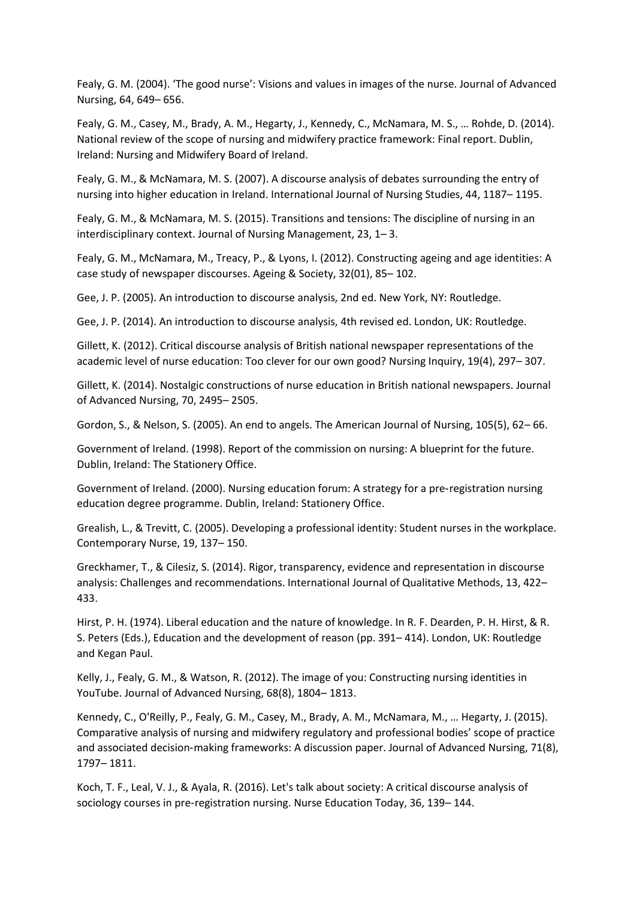Fealy, G. M. (2004). 'The good nurse': Visions and values in images of the nurse. Journal of Advanced Nursing, 64, 649– 656.

Fealy, G. M., Casey, M., Brady, A. M., Hegarty, J., Kennedy, C., McNamara, M. S., … Rohde, D. (2014). National review of the scope of nursing and midwifery practice framework: Final report. Dublin, Ireland: Nursing and Midwifery Board of Ireland.

Fealy, G. M., & McNamara, M. S. (2007). A discourse analysis of debates surrounding the entry of nursing into higher education in Ireland. International Journal of Nursing Studies, 44, 1187– 1195.

Fealy, G. M., & McNamara, M. S. (2015). Transitions and tensions: The discipline of nursing in an interdisciplinary context. Journal of Nursing Management, 23, 1– 3.

Fealy, G. M., McNamara, M., Treacy, P., & Lyons, I. (2012). Constructing ageing and age identities: A case study of newspaper discourses. Ageing & Society, 32(01), 85– 102.

Gee, J. P. (2005). An introduction to discourse analysis, 2nd ed. New York, NY: Routledge.

Gee, J. P. (2014). An introduction to discourse analysis, 4th revised ed. London, UK: Routledge.

Gillett, K. (2012). Critical discourse analysis of British national newspaper representations of the academic level of nurse education: Too clever for our own good? Nursing Inquiry, 19(4), 297– 307.

Gillett, K. (2014). Nostalgic constructions of nurse education in British national newspapers. Journal of Advanced Nursing, 70, 2495– 2505.

Gordon, S., & Nelson, S. (2005). An end to angels. The American Journal of Nursing, 105(5), 62– 66.

Government of Ireland. (1998). Report of the commission on nursing: A blueprint for the future. Dublin, Ireland: The Stationery Office.

Government of Ireland. (2000). Nursing education forum: A strategy for a pre-registration nursing education degree programme. Dublin, Ireland: Stationery Office.

Grealish, L., & Trevitt, C. (2005). Developing a professional identity: Student nurses in the workplace. Contemporary Nurse, 19, 137– 150.

Greckhamer, T., & Cilesiz, S. (2014). Rigor, transparency, evidence and representation in discourse analysis: Challenges and recommendations. International Journal of Qualitative Methods, 13, 422– 433.

Hirst, P. H. (1974). Liberal education and the nature of knowledge. In R. F. Dearden, P. H. Hirst, & R. S. Peters (Eds.), Education and the development of reason (pp. 391– 414). London, UK: Routledge and Kegan Paul.

Kelly, J., Fealy, G. M., & Watson, R. (2012). The image of you: Constructing nursing identities in YouTube. Journal of Advanced Nursing, 68(8), 1804– 1813.

Kennedy, C., O'Reilly, P., Fealy, G. M., Casey, M., Brady, A. M., McNamara, M., … Hegarty, J. (2015). Comparative analysis of nursing and midwifery regulatory and professional bodies' scope of practice and associated decision-making frameworks: A discussion paper. Journal of Advanced Nursing, 71(8), 1797– 1811.

Koch, T. F., Leal, V. J., & Ayala, R. (2016). Let's talk about society: A critical discourse analysis of sociology courses in pre-registration nursing. Nurse Education Today, 36, 139– 144.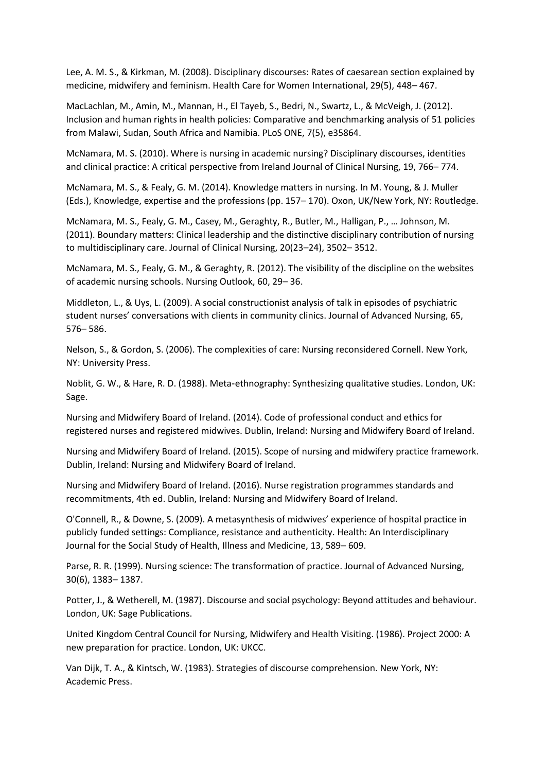Lee, A. M. S., & Kirkman, M. (2008). Disciplinary discourses: Rates of caesarean section explained by medicine, midwifery and feminism. Health Care for Women International, 29(5), 448– 467.

MacLachlan, M., Amin, M., Mannan, H., El Tayeb, S., Bedri, N., Swartz, L., & McVeigh, J. (2012). Inclusion and human rights in health policies: Comparative and benchmarking analysis of 51 policies from Malawi, Sudan, South Africa and Namibia. PLoS ONE, 7(5), e35864.

McNamara, M. S. (2010). Where is nursing in academic nursing? Disciplinary discourses, identities and clinical practice: A critical perspective from Ireland Journal of Clinical Nursing, 19, 766– 774.

McNamara, M. S., & Fealy, G. M. (2014). Knowledge matters in nursing. In M. Young, & J. Muller (Eds.), Knowledge, expertise and the professions (pp. 157– 170). Oxon, UK/New York, NY: Routledge.

McNamara, M. S., Fealy, G. M., Casey, M., Geraghty, R., Butler, M., Halligan, P., … Johnson, M. (2011). Boundary matters: Clinical leadership and the distinctive disciplinary contribution of nursing to multidisciplinary care. Journal of Clinical Nursing, 20(23–24), 3502– 3512.

McNamara, M. S., Fealy, G. M., & Geraghty, R. (2012). The visibility of the discipline on the websites of academic nursing schools. Nursing Outlook, 60, 29– 36.

Middleton, L., & Uys, L. (2009). A social constructionist analysis of talk in episodes of psychiatric student nurses' conversations with clients in community clinics. Journal of Advanced Nursing, 65, 576– 586.

Nelson, S., & Gordon, S. (2006). The complexities of care: Nursing reconsidered Cornell. New York, NY: University Press.

Noblit, G. W., & Hare, R. D. (1988). Meta-ethnography: Synthesizing qualitative studies. London, UK: Sage.

Nursing and Midwifery Board of Ireland. (2014). Code of professional conduct and ethics for registered nurses and registered midwives. Dublin, Ireland: Nursing and Midwifery Board of Ireland.

Nursing and Midwifery Board of Ireland. (2015). Scope of nursing and midwifery practice framework. Dublin, Ireland: Nursing and Midwifery Board of Ireland.

Nursing and Midwifery Board of Ireland. (2016). Nurse registration programmes standards and recommitments, 4th ed. Dublin, Ireland: Nursing and Midwifery Board of Ireland.

O'Connell, R., & Downe, S. (2009). A metasynthesis of midwives' experience of hospital practice in publicly funded settings: Compliance, resistance and authenticity. Health: An Interdisciplinary Journal for the Social Study of Health, Illness and Medicine, 13, 589– 609.

Parse, R. R. (1999). Nursing science: The transformation of practice. Journal of Advanced Nursing, 30(6), 1383– 1387.

Potter, J., & Wetherell, M. (1987). Discourse and social psychology: Beyond attitudes and behaviour. London, UK: Sage Publications.

United Kingdom Central Council for Nursing, Midwifery and Health Visiting. (1986). Project 2000: A new preparation for practice. London, UK: UKCC.

Van Dijk, T. A., & Kintsch, W. (1983). Strategies of discourse comprehension. New York, NY: Academic Press.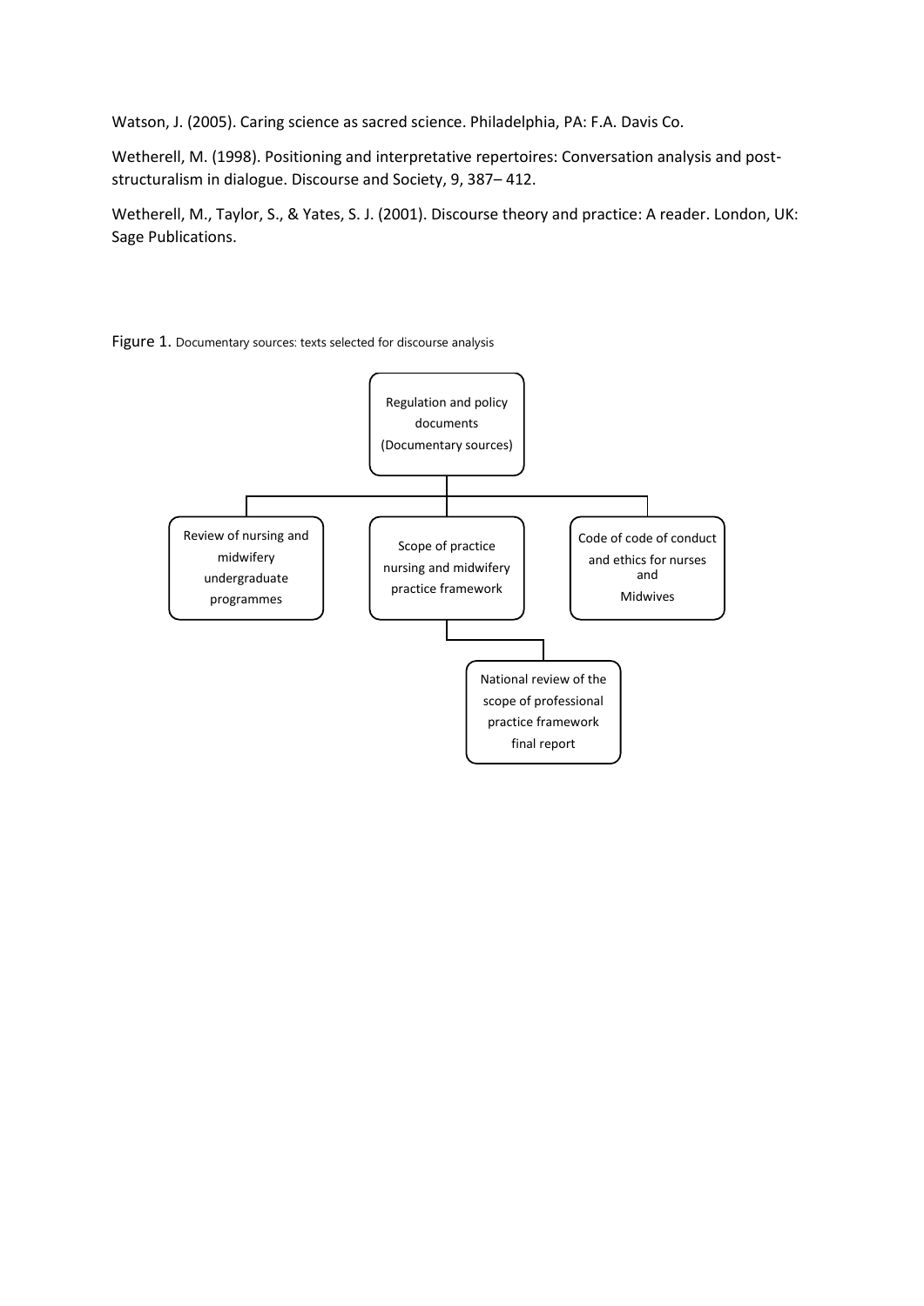Watson, J. (2005). Caring science as sacred science. Philadelphia, PA: F.A. Davis Co.

Wetherell, M. (1998). Positioning and interpretative repertoires: Conversation analysis and post-structuralism in dialogue. Discourse and Society, 9, 387– 412.

Wetherell, M., Taylor, S., & Yates, S. J. (2001). Discourse theory and practice: A reader. London, UK: Sage Publications.

Figure 1. Documentary sources: texts selected for discourse analysis

Regulation and policy documents (Documentary sources)

Review of nursing and midwifery undergraduate programmes

Scope of practice nursing and midwifery practice framework

Code of code of conduct and ethics for nurses and Midwives

National review of the scope of professional practice framework final report